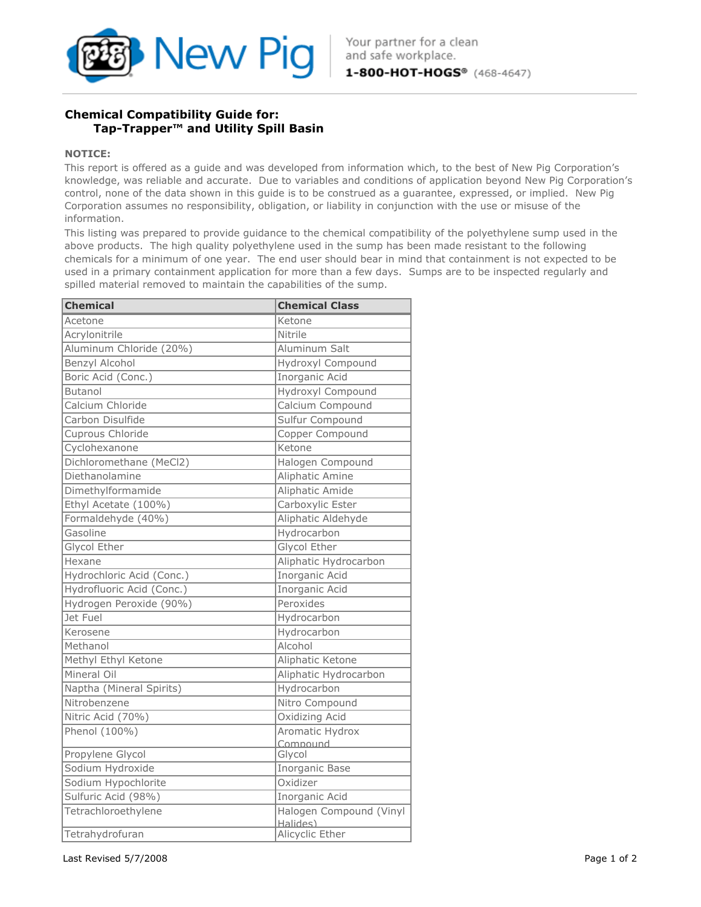New Pig | Your partner for a clean and safe workplace. **1-800-HOT-HOGS®** (468-4647)

## Chemical Compatibility Guide for:
### Tap-Trapper™ and Utility Spill Basin

**NOTICE:**

This report is offered as a guide and was developed from information which, to the best of New Pig Corporation's knowledge, was reliable and accurate. Due to variables and conditions of application beyond New Pig Corporation's control, none of the data shown in this guide is to be construed as a guarantee, expressed, or implied. New Pig Corporation assumes no responsibility, obligation, or liability in conjunction with the use or misuse of the information.

This listing was prepared to provide guidance to the chemical compatibility of the polyethylene sump used in the above products. The high quality polyethylene used in the sump has been made resistant to the following chemicals for a minimum of one year. The end user should bear in mind that containment is not expected to be used in a primary containment application for more than a few days. Sumps are to be inspected regularly and spilled material removed to maintain the capabilities of the sump.

| Chemical | Chemical Class |
|---|---|
| Acetone | Ketone |
| Acrylonitrile | Nitrile |
| Aluminum Chloride (20%) | Aluminum Salt |
| Benzyl Alcohol | Hydroxyl Compound |
| Boric Acid (Conc.) | Inorganic Acid |
| Butanol | Hydroxyl Compound |
| Calcium Chloride | Calcium Compound |
| Carbon Disulfide | Sulfur Compound |
| Cuprous Chloride | Copper Compound |
| Cyclohexanone | Ketone |
| Dichloromethane (MeCl2) | Halogen Compound |
| Diethanolamine | Aliphatic Amine |
| Dimethylformamide | Aliphatic Amide |
| Ethyl Acetate (100%) | Carboxylic Ester |
| Formaldehyde (40%) | Aliphatic Aldehyde |
| Gasoline | Hydrocarbon |
| Glycol Ether | Glycol Ether |
| Hexane | Aliphatic Hydrocarbon |
| Hydrochloric Acid (Conc.) | Inorganic Acid |
| Hydrofluoric Acid (Conc.) | Inorganic Acid |
| Hydrogen Peroxide (90%) | Peroxides |
| Jet Fuel | Hydrocarbon |
| Kerosene | Hydrocarbon |
| Methanol | Alcohol |
| Methyl Ethyl Ketone | Aliphatic Ketone |
| Mineral Oil | Aliphatic Hydrocarbon |
| Naptha (Mineral Spirits) | Hydrocarbon |
| Nitrobenzene | Nitro Compound |
| Nitric Acid (70%) | Oxidizing Acid |
| Phenol (100%) | Aromatic Hydrox Compound |
| Propylene Glycol | Glycol |
| Sodium Hydroxide | Inorganic Base |
| Sodium Hypochlorite | Oxidizer |
| Sulfuric Acid (98%) | Inorganic Acid |
| Tetrachloroethylene | Halogen Compound (Vinyl Halides) |
| Tetrahydrofuran | Alicyclic Ether |

Last Revised 5/7/2008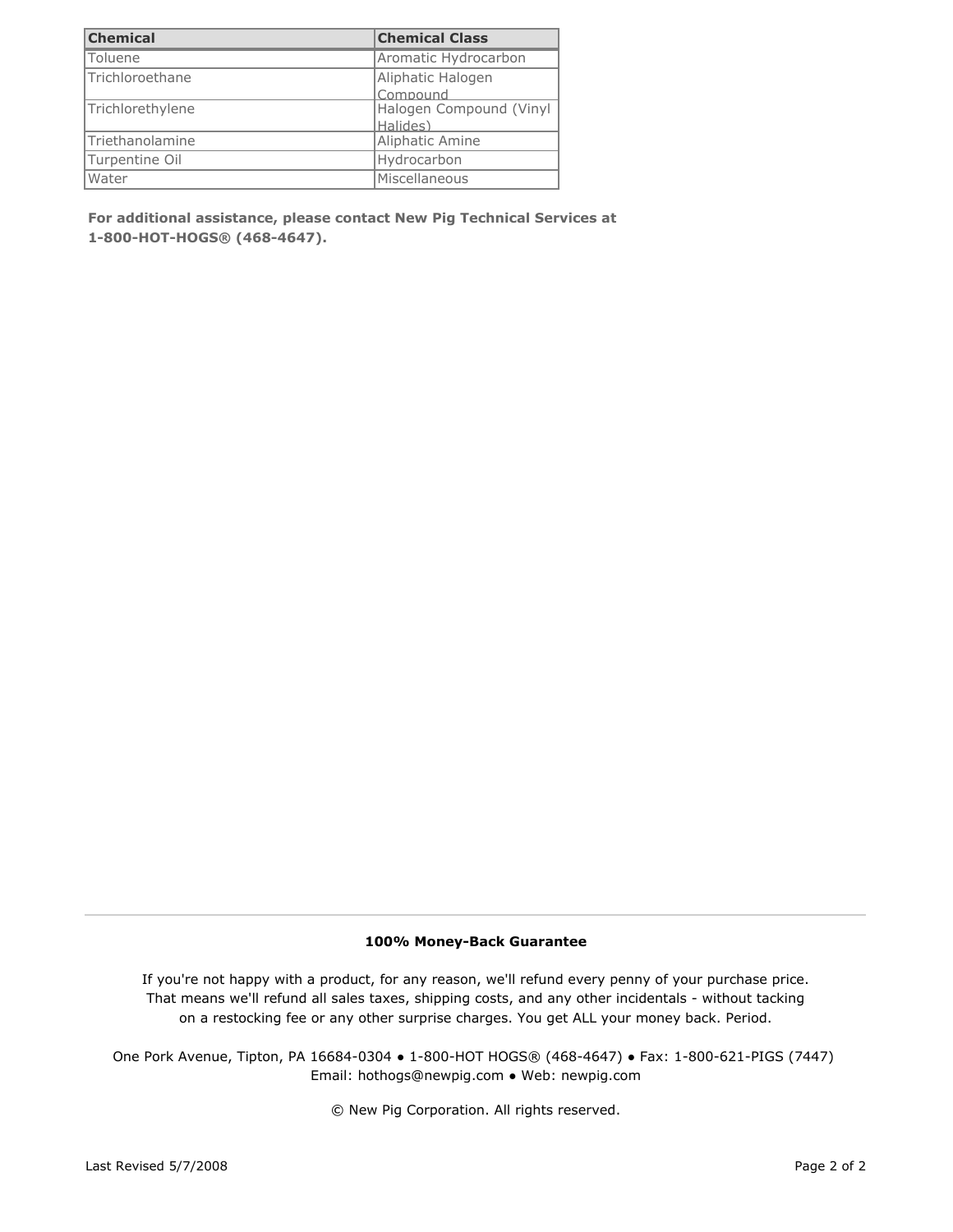| Chemical | Chemical Class |
|---|---|
| Toluene | Aromatic Hydrocarbon |
| Trichloroethane | Aliphatic Halogen Compound |
| Trichlorethylene | Halogen Compound (Vinyl Halides) |
| Triethanolamine | Aliphatic Amine |
| Turpentine Oil | Hydrocarbon |
| Water | Miscellaneous |

**For additional assistance, please contact New Pig Technical Services at 1-800-HOT-HOGS® (468-4647).**

**100% Money-Back Guarantee**

If you're not happy with a product, for any reason, we'll refund every penny of your purchase price. That means we'll refund all sales taxes, shipping costs, and any other incidentals - without tacking on a restocking fee or any other surprise charges. You get ALL your money back. Period.

One Pork Avenue, Tipton, PA 16684-0304 • 1-800-HOT HOGS® (468-4647) • Fax: 1-800-621-PIGS (7447)
Email: hothogs@newpig.com • Web: newpig.com

© New Pig Corporation. All rights reserved.

Last Revised 5/7/2008